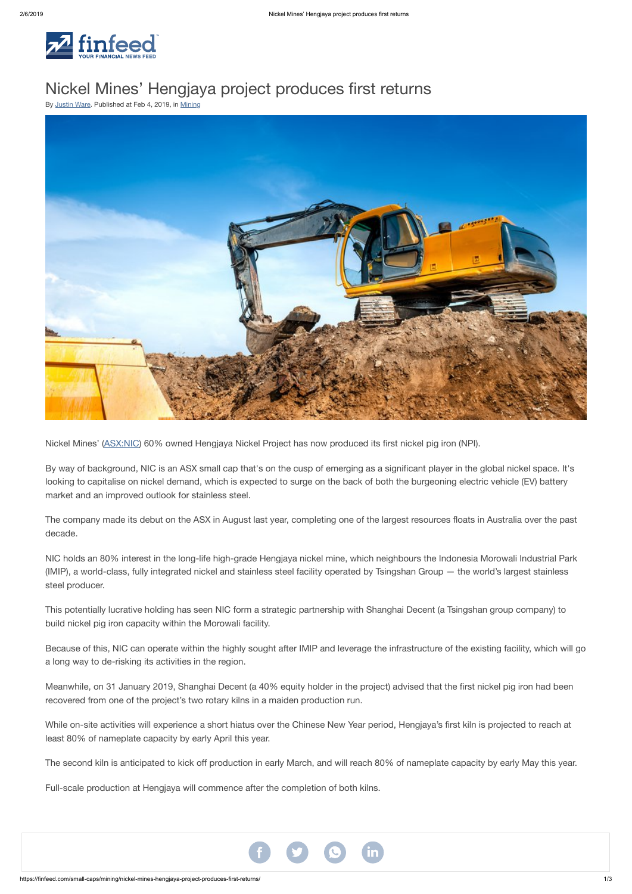# Nickel Mines' Hengjaya project produces first returns

By Justin Ware. Published at Feb 4, 2019, in Mining

Nickel Mines' (ASX:NIC) 60% owned Hengjaya Nickel Project has now produced its first nickel pig iron (NPI).

By way of background, NIC is an ASX small cap that's on the cusp of emerging as a significant player in the global nickel space. It's looking to capitalise on nickel demand, which is expected to surge on the back of both the burgeoning electric vehicle (EV) battery market and an improved outlook for stainless steel.

The company made its debut on the ASX in August last year, completing one of the largest resources floats in Australia over the past decade.

NIC holds an 80% interest in the long-life high-grade Hengjaya nickel mine, which neighbours the Indonesia Morowali Industrial Park (IMIP), a world-class, fully integrated nickel and stainless steel facility operated by Tsingshan Group — the world's largest stainless steel producer.

This potentially lucrative holding has seen NIC form a strategic partnership with Shanghai Decent (a Tsingshan group company) to build nickel pig iron capacity within the Morowali facility.

Because of this, NIC can operate within the highly sought after IMIP and leverage the infrastructure of the existing facility, which will go a long way to de-risking its activities in the region.

Meanwhile, on 31 January 2019, Shanghai Decent (a 40% equity holder in the project) advised that the first nickel pig iron had been recovered from one of the project's two rotary kilns in a maiden production run.

While on-site activities will experience a short hiatus over the Chinese New Year period, Hengjaya's first kiln is projected to reach at least 80% of nameplate capacity by early April this year.

The second kiln is anticipated to kick off production in early March, and will reach 80% of nameplate capacity by early May this year.

Full-scale production at Hengjaya will commence after the completion of both kilns.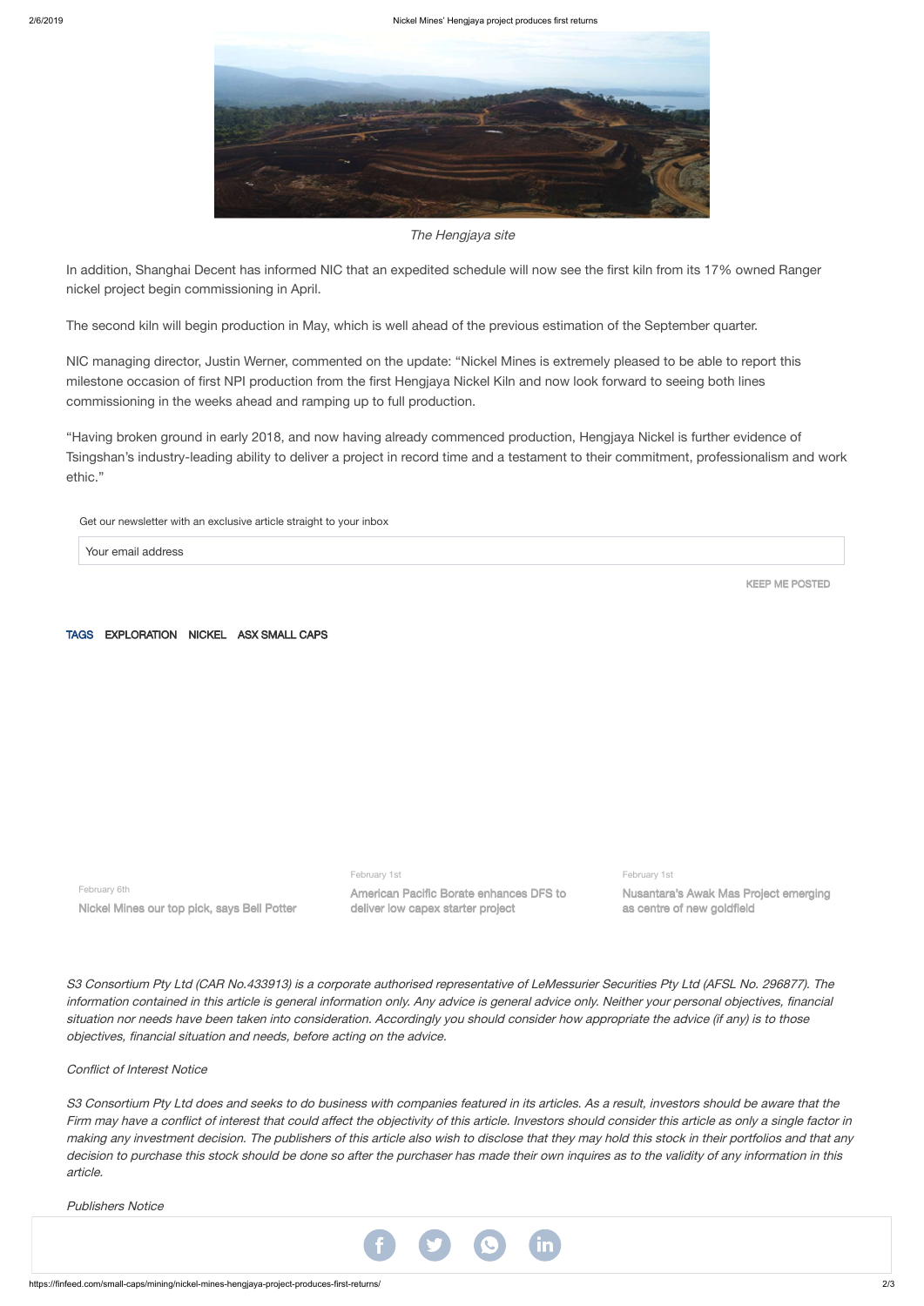The Hengjaya site

In addition, Shanghai Decent has informed NIC that an expedited schedule will now see the first kiln from its 17% owned Ranger nickel project begin commissioning in April.

The second kiln will begin production in May, which is well ahead of the previous estimation of the September quarter.

NIC managing director, Justin Werner, commented on the update: “Nickel Mines is extremely pleased to be able to report this milestone occasion of first NPI production from the first Hengjaya Nickel Kiln and now look forward to seeing both lines commissioning in the weeks ahead and ramping up to full production.

“Having broken ground in early 2018, and now having already commenced production, Hengjaya Nickel is further evidence of Tsingshan’s industry-leading ability to deliver a project in record time and a testament to their commitment, professionalism and work ethic.”

Get our newsletter with an exclusive article straight to your inbox

Your email address

KEEP ME POSTED

TAGS EXPLORATION NICKEL ASX SMALL CAPS

February 6th
Nickel Mines our top pick, says Bell Potter

February 1st
American Pacific Borate enhances DFS to deliver low capex starter project

February 1st
Nusantara’s Awak Mas Project emerging as centre of new goldfield

*S3 Consortium Pty Ltd (CAR No.433913) is a corporate authorised representative of LeMessurier Securities Pty Ltd (AFSL No. 296877). The information contained in this article is general information only. Any advice is general advice only. Neither your personal objectives, financial situation nor needs have been taken into consideration. Accordingly you should consider how appropriate the advice (if any) is to those objectives, financial situation and needs, before acting on the advice.*

*Conflict of Interest Notice*

*S3 Consortium Pty Ltd does and seeks to do business with companies featured in its articles. As a result, investors should be aware that the Firm may have a conflict of interest that could affect the objectivity of this article. Investors should consider this article as only a single factor in making any investment decision. The publishers of this article also wish to disclose that they may hold this stock in their portfolios and that any decision to purchase this stock should be done so after the purchaser has made their own inquires as to the validity of any information in this article.*

*Publishers Notice*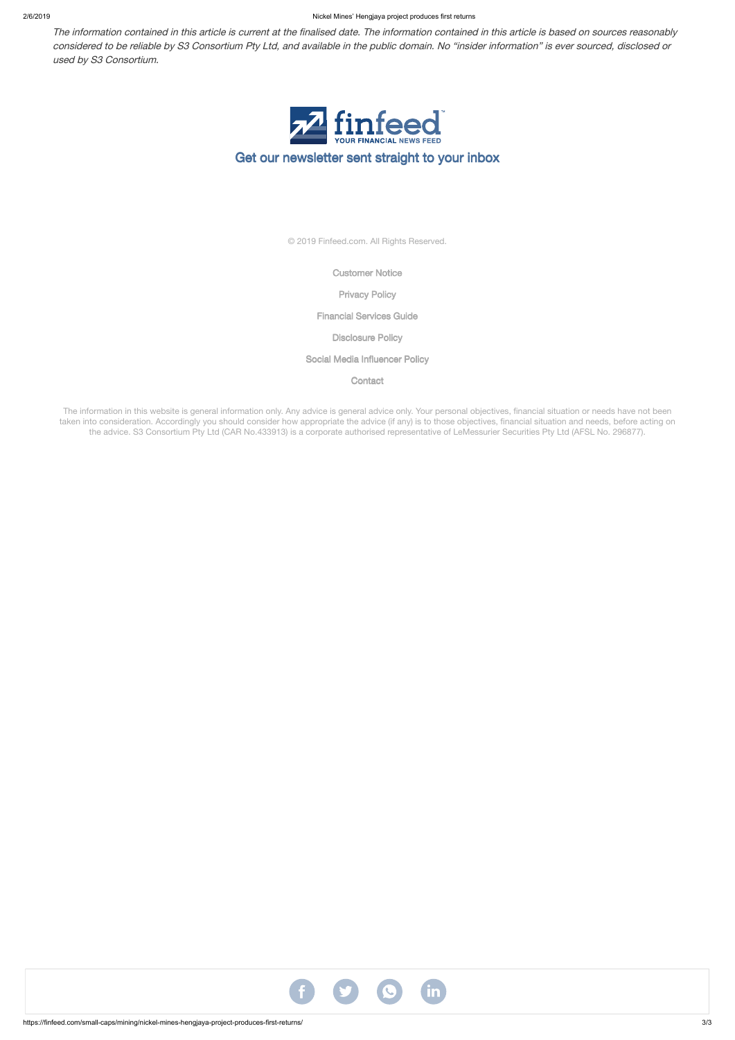*The information contained in this article is current at the finalised date. The information contained in this article is based on sources reasonably considered to be reliable by S3 Consortium Pty Ltd, and available in the public domain. No "insider information" is ever sourced, disclosed or used by S3 Consortium.*

finfeed

YOUR FINANCIAL NEWS FEED

Get our newsletter sent straight to your inbox

© 2019 Finfeed.com. All Rights Reserved.

Customer Notice

Privacy Policy

Financial Services Guide

Disclosure Policy

Social Media Influencer Policy

Contact

The information in this website is general information only. Any advice is general advice only. Your personal objectives, financial situation or needs have not been taken into consideration. Accordingly you should consider how appropriate the advice (if any) is to those objectives, financial situation and needs, before acting on the advice. S3 Consortium Pty Ltd (CAR No.433913) is a corporate authorised representative of LeMessurier Securities Pty Ltd (AFSL No. 296877).